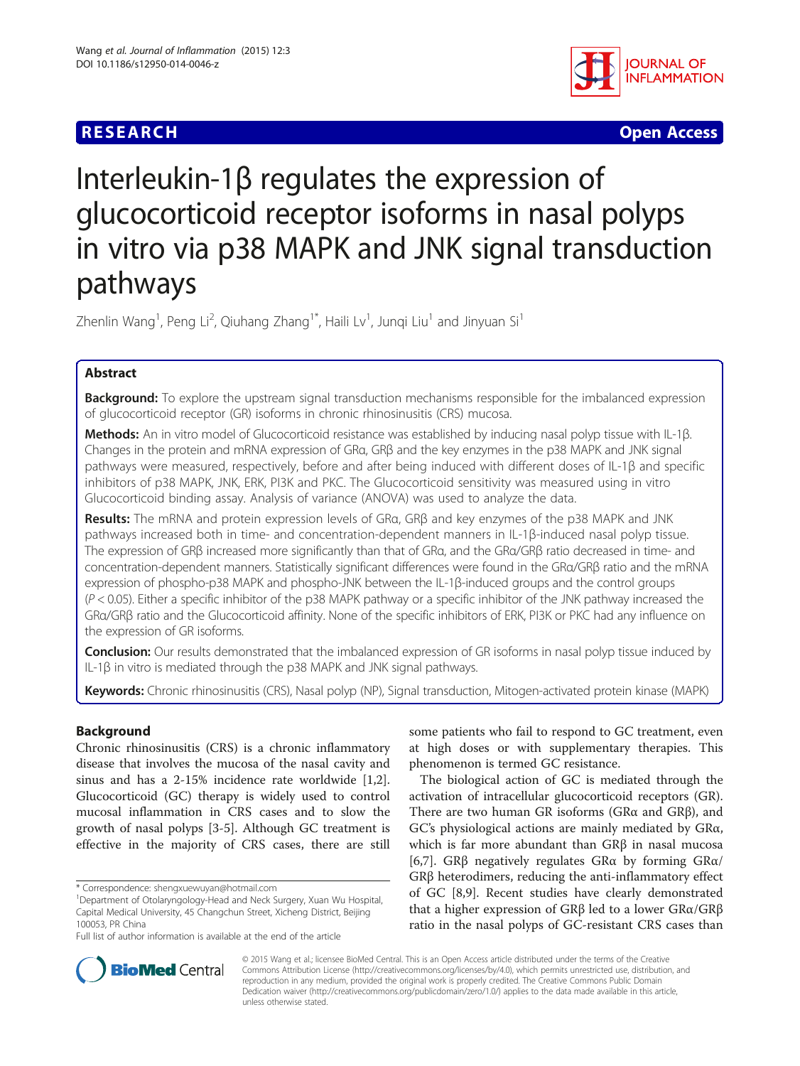**RESEARCH** **Open Access**

# Interleukin-1β regulates the expression of glucocorticoid receptor isoforms in nasal polyps in vitro via p38 MAPK and JNK signal transduction pathways

Zhenlin Wang[1], Peng Li[2], Qiuhang Zhang[1*], Haili Lv[1], Junqi Liu[1] and Jinyuan Si[1]

## Abstract

**Background:** To explore the upstream signal transduction mechanisms responsible for the imbalanced expression of glucocorticoid receptor (GR) isoforms in chronic rhinosinusitis (CRS) mucosa.

**Methods:** An in vitro model of Glucocorticoid resistance was established by inducing nasal polyp tissue with IL-1β. Changes in the protein and mRNA expression of GRα, GRβ and the key enzymes in the p38 MAPK and JNK signal pathways were measured, respectively, before and after being induced with different doses of IL-1β and specific inhibitors of p38 MAPK, JNK, ERK, PI3K and PKC. The Glucocorticoid sensitivity was measured using in vitro Glucocorticoid binding assay. Analysis of variance (ANOVA) was used to analyze the data.

**Results:** The mRNA and protein expression levels of GRα, GRβ and key enzymes of the p38 MAPK and JNK pathways increased both in time- and concentration-dependent manners in IL-1β-induced nasal polyp tissue. The expression of GRβ increased more significantly than that of GRα, and the GRα/GRβ ratio decreased in time- and concentration-dependent manners. Statistically significant differences were found in the GRα/GRβ ratio and the mRNA expression of phospho-p38 MAPK and phospho-JNK between the IL-1β-induced groups and the control groups ($P < 0.05$). Either a specific inhibitor of the p38 MAPK pathway or a specific inhibitor of the JNK pathway increased the GRα/GRβ ratio and the Glucocorticoid affinity. None of the specific inhibitors of ERK, PI3K or PKC had any influence on the expression of GR isoforms.

**Conclusion:** Our results demonstrated that the imbalanced expression of GR isoforms in nasal polyp tissue induced by IL-1β in vitro is mediated through the p38 MAPK and JNK signal pathways.

**Keywords:** Chronic rhinosinusitis (CRS), Nasal polyp (NP), Signal transduction, Mitogen-activated protein kinase (MAPK)

## Background

Chronic rhinosinusitis (CRS) is a chronic inflammatory disease that involves the mucosa of the nasal cavity and sinus and has a 2-15% incidence rate worldwide [1,2]. Glucocorticoid (GC) therapy is widely used to control mucosal inflammation in CRS cases and to slow the growth of nasal polyps [3-5]. Although GC treatment is effective in the majority of CRS cases, there are still some patients who fail to respond to GC treatment, even at high doses or with supplementary therapies. This phenomenon is termed GC resistance.

The biological action of GC is mediated through the activation of intracellular glucocorticoid receptors (GR). There are two human GR isoforms (GRα and GRβ), and GC's physiological actions are mainly mediated by GRα, which is far more abundant than GRβ in nasal mucosa [6,7]. GRβ negatively regulates GRα by forming GRα/GRβ heterodimers, reducing the anti-inflammatory effect of GC [8,9]. Recent studies have clearly demonstrated that a higher expression of GRβ led to a lower GRα/GRβ ratio in the nasal polyps of GC-resistant CRS cases than

* Correspondence: shengxuewuyan@hotmail.com
[1]Department of Otolaryngology-Head and Neck Surgery, Xuan Wu Hospital, Capital Medical University, 45 Changchun Street, Xicheng District, Beijing 100053, PR China
Full list of author information is available at the end of the article

© 2015 Wang et al.; licensee BioMed Central. This is an Open Access article distributed under the terms of the Creative Commons Attribution License (http://creativecommons.org/licenses/by/4.0), which permits unrestricted use, distribution, and reproduction in any medium, provided the original work is properly credited. The Creative Commons Public Domain Dedication waiver (http://creativecommons.org/publicdomain/zero/1.0/) applies to the data made available in this article, unless otherwise stated.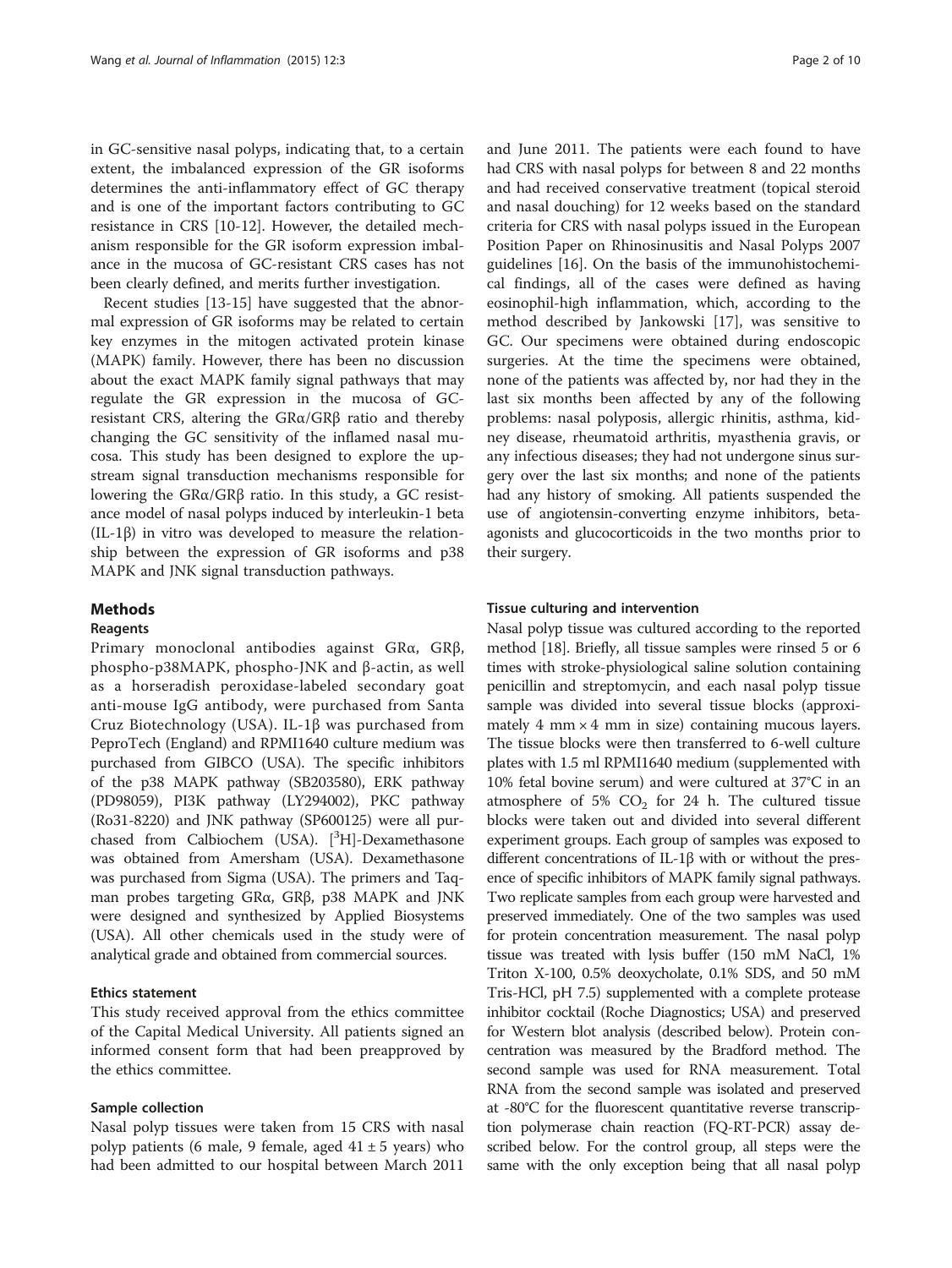in GC-sensitive nasal polyps, indicating that, to a certain extent, the imbalanced expression of the GR isoforms determines the anti-inflammatory effect of GC therapy and is one of the important factors contributing to GC resistance in CRS [10-12]. However, the detailed mechanism responsible for the GR isoform expression imbalance in the mucosa of GC-resistant CRS cases has not been clearly defined, and merits further investigation.

Recent studies [13-15] have suggested that the abnormal expression of GR isoforms may be related to certain key enzymes in the mitogen activated protein kinase (MAPK) family. However, there has been no discussion about the exact MAPK family signal pathways that may regulate the GR expression in the mucosa of GC-resistant CRS, altering the GRα/GRβ ratio and thereby changing the GC sensitivity of the inflamed nasal mucosa. This study has been designed to explore the upstream signal transduction mechanisms responsible for lowering the GRα/GRβ ratio. In this study, a GC resistance model of nasal polyps induced by interleukin-1 beta (IL-1β) in vitro was developed to measure the relationship between the expression of GR isoforms and p38 MAPK and JNK signal transduction pathways.

## Methods

### Reagents

Primary monoclonal antibodies against GRα, GRβ, phospho-p38MAPK, phospho-JNK and β-actin, as well as a horseradish peroxidase-labeled secondary goat anti-mouse IgG antibody, were purchased from Santa Cruz Biotechnology (USA). IL-1β was purchased from PeproTech (England) and RPMI1640 culture medium was purchased from GIBCO (USA). The specific inhibitors of the p38 MAPK pathway (SB203580), ERK pathway (PD98059), PI3K pathway (LY294002), PKC pathway (Ro31-8220) and JNK pathway (SP600125) were all purchased from Calbiochem (USA). [$^3$H]-Dexamethasone was obtained from Amersham (USA). Dexamethasone was purchased from Sigma (USA). The primers and Taqman probes targeting GRα, GRβ, p38 MAPK and JNK were designed and synthesized by Applied Biosystems (USA). All other chemicals used in the study were of analytical grade and obtained from commercial sources.

### Ethics statement

This study received approval from the ethics committee of the Capital Medical University. All patients signed an informed consent form that had been preapproved by the ethics committee.

### Sample collection

Nasal polyp tissues were taken from 15 CRS with nasal polyp patients (6 male, 9 female, aged 41 ± 5 years) who had been admitted to our hospital between March 2011 and June 2011. The patients were each found to have had CRS with nasal polyps for between 8 and 22 months and had received conservative treatment (topical steroid and nasal douching) for 12 weeks based on the standard criteria for CRS with nasal polyps issued in the European Position Paper on Rhinosinusitis and Nasal Polyps 2007 guidelines [16]. On the basis of the immunohistochemical findings, all of the cases were defined as having eosinophil-high inflammation, which, according to the method described by Jankowski [17], was sensitive to GC. Our specimens were obtained during endoscopic surgeries. At the time the specimens were obtained, none of the patients was affected by, nor had they in the last six months been affected by any of the following problems: nasal polyposis, allergic rhinitis, asthma, kidney disease, rheumatoid arthritis, myasthenia gravis, or any infectious diseases; they had not undergone sinus surgery over the last six months; and none of the patients had any history of smoking. All patients suspended the use of angiotensin-converting enzyme inhibitors, beta-agonists and glucocorticoids in the two months prior to their surgery.

### Tissue culturing and intervention

Nasal polyp tissue was cultured according to the reported method [18]. Briefly, all tissue samples were rinsed 5 or 6 times with stroke-physiological saline solution containing penicillin and streptomycin, and each nasal polyp tissue sample was divided into several tissue blocks (approximately 4 mm × 4 mm in size) containing mucous layers. The tissue blocks were then transferred to 6-well culture plates with 1.5 ml RPMI1640 medium (supplemented with 10% fetal bovine serum) and were cultured at 37°C in an atmosphere of 5% $CO_2$ for 24 h. The cultured tissue blocks were taken out and divided into several different experiment groups. Each group of samples was exposed to different concentrations of IL-1β with or without the presence of specific inhibitors of MAPK family signal pathways. Two replicate samples from each group were harvested and preserved immediately. One of the two samples was used for protein concentration measurement. The nasal polyp tissue was treated with lysis buffer (150 mM NaCl, 1% Triton X-100, 0.5% deoxycholate, 0.1% SDS, and 50 mM Tris-HCl, pH 7.5) supplemented with a complete protease inhibitor cocktail (Roche Diagnostics; USA) and preserved for Western blot analysis (described below). Protein concentration was measured by the Bradford method. The second sample was used for RNA measurement. Total RNA from the second sample was isolated and preserved at -80°C for the fluorescent quantitative reverse transcription polymerase chain reaction (FQ-RT-PCR) assay described below. For the control group, all steps were the same with the only exception being that all nasal polyp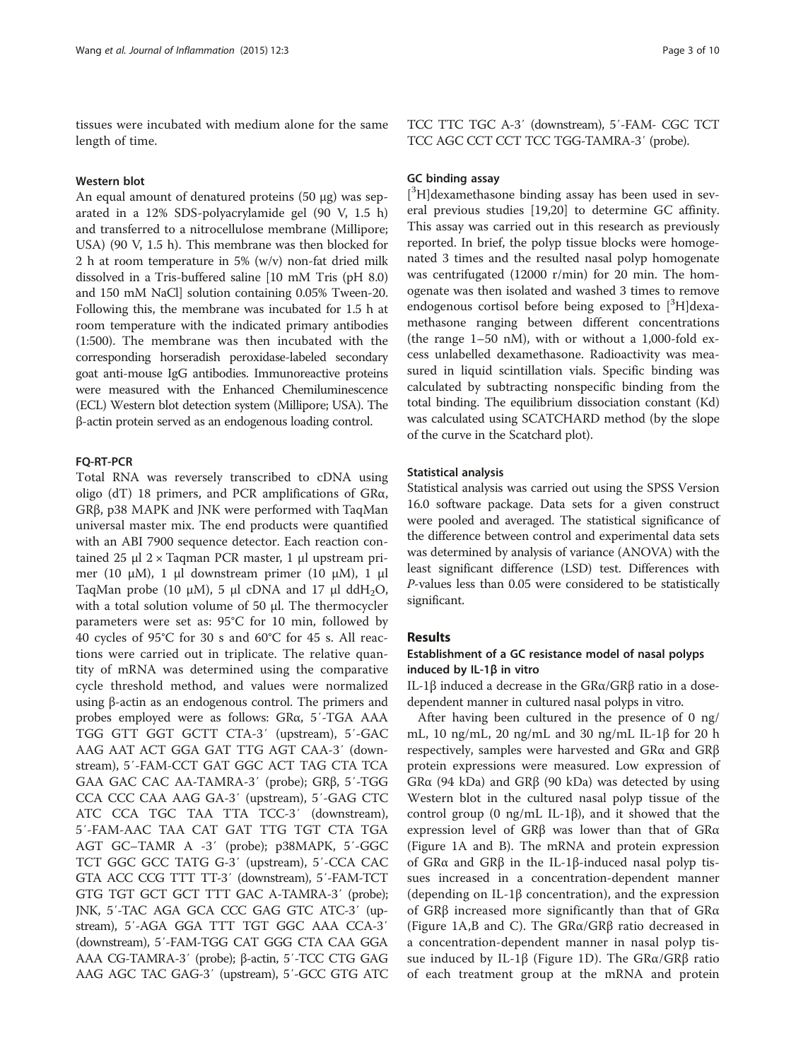tissues were incubated with medium alone for the same length of time.

### Western blot

An equal amount of denatured proteins (50 μg) was separated in a 12% SDS-polyacrylamide gel (90 V, 1.5 h) and transferred to a nitrocellulose membrane (Millipore; USA) (90 V, 1.5 h). This membrane was then blocked for 2 h at room temperature in 5% (w/v) non-fat dried milk dissolved in a Tris-buffered saline [10 mM Tris (pH 8.0) and 150 mM NaCl] solution containing 0.05% Tween-20. Following this, the membrane was incubated for 1.5 h at room temperature with the indicated primary antibodies (1:500). The membrane was then incubated with the corresponding horseradish peroxidase-labeled secondary goat anti-mouse IgG antibodies. Immunoreactive proteins were measured with the Enhanced Chemiluminescence (ECL) Western blot detection system (Millipore; USA). The β-actin protein served as an endogenous loading control.

### FQ-RT-PCR

Total RNA was reversely transcribed to cDNA using oligo (dT) 18 primers, and PCR amplifications of GRα, GRβ, p38 MAPK and JNK were performed with TaqMan universal master mix. The end products were quantified with an ABI 7900 sequence detector. Each reaction contained 25 μl 2 × Taqman PCR master, 1 μl upstream primer (10 μM), 1 μl downstream primer (10 μM), 1 μl TaqMan probe (10 μM), 5 μl cDNA and 17 μl $ddH_2O$, with a total solution volume of 50 μl. The thermocycler parameters were set as: 95°C for 10 min, followed by 40 cycles of 95°C for 30 s and 60°C for 45 s. All reactions were carried out in triplicate. The relative quantity of mRNA was determined using the comparative cycle threshold method, and values were normalized using β-actin as an endogenous control. The primers and probes employed were as follows: GRα, 5′-TGA AAA TGG GTT GGT GCTT CTA-3′ (upstream), 5′-GAC AAG AAT ACT GGA GAT TTG AGT CAA-3′ (downstream), 5′-FAM-CCT GAT GGC ACT TAG CTA TCA GAA GAC CAC AA-TAMRA-3′ (probe); GRβ, 5′-TGG CCA CCC CAA AAG GA-3′ (upstream), 5′-GAG CTC ATC CCA TGC TAA TTA TCC-3′ (downstream), 5′-FAM-AAC TAA CAT GAT TTG TGT CTA TGA AGT GC–TAMR A -3′ (probe); p38MAPK, 5′-GGC TCT GGC GCC TATG G-3′ (upstream), 5′-CCA CAC GTA ACC CCG TTT TT-3′ (downstream), 5′-FAM-TCT GTG TGT GCT GCT TTT GAC A-TAMRA-3′ (probe); JNK, 5′-TAC AGA GCA CCC GAG GTC ATC-3′ (upstream), 5′-AGA GGA TTT TGT GGC AAA CCA-3′ (downstream), 5′-FAM-TGG CAT GGG CTA CAA GGA AAA CG-TAMRA-3′ (probe); β-actin, 5′-TCC CTG GAG AAG AGC TAC GAG-3′ (upstream), 5′-GCC GTG ATC TCC TTC TGC A-3′ (downstream), 5′-FAM- CGC TCT TCC AGC CCT CCT TCC TGG-TAMRA-3′ (probe).

### GC binding assay

[$^3$H]dexamethasone binding assay has been used in several previous studies [19,20] to determine GC affinity. This assay was carried out in this research as previously reported. In brief, the polyp tissue blocks were homogenated 3 times and the resulted nasal polyp homogenate was centrifugated (12000 r/min) for 20 min. The homogenate was then isolated and washed 3 times to remove endogenous cortisol before being exposed to [$^3$H]dexamethasone ranging between different concentrations (the range 1–50 nM), with or without a 1,000-fold excess unlabelled dexamethasone. Radioactivity was measured in liquid scintillation vials. Specific binding was calculated by subtracting nonspecific binding from the total binding. The equilibrium dissociation constant (Kd) was calculated using SCATCHARD method (by the slope of the curve in the Scatchard plot).

### Statistical analysis

Statistical analysis was carried out using the SPSS Version 16.0 software package. Data sets for a given construct were pooled and averaged. The statistical significance of the difference between control and experimental data sets was determined by analysis of variance (ANOVA) with the least significant difference (LSD) test. Differences with *P*-values less than 0.05 were considered to be statistically significant.

## Results

### Establishment of a GC resistance model of nasal polyps induced by IL-1β in vitro

IL-1β induced a decrease in the GRα/GRβ ratio in a dose-dependent manner in cultured nasal polyps in vitro.

After having been cultured in the presence of 0 ng/mL, 10 ng/mL, 20 ng/mL and 30 ng/mL IL-1β for 20 h respectively, samples were harvested and GRα and GRβ protein expressions were measured. Low expression of GRα (94 kDa) and GRβ (90 kDa) was detected by using Western blot in the cultured nasal polyp tissue of the control group (0 ng/mL IL-1β), and it showed that the expression level of GRβ was lower than that of GRα (Figure 1A and B). The mRNA and protein expression of GRα and GRβ in the IL-1β-induced nasal polyp tissues increased in a concentration-dependent manner (depending on IL-1β concentration), and the expression of GRβ increased more significantly than that of GRα (Figure 1A,B and C). The GRα/GRβ ratio decreased in a concentration-dependent manner in nasal polyp tissue induced by IL-1β (Figure 1D). The GRα/GRβ ratio of each treatment group at the mRNA and protein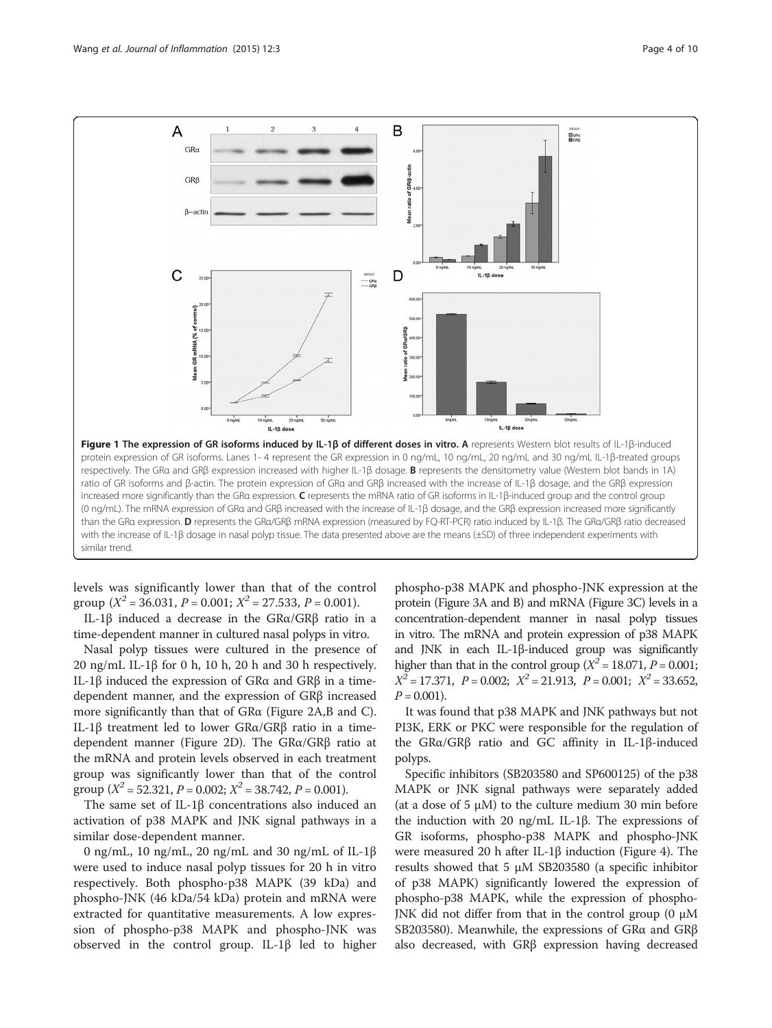Figure 1 The expression of GR isoforms induced by IL-1β of different doses in vitro. A represents Western blot results of IL-1β-induced protein expression of GR isoforms. Lanes 1- 4 represent the GR expression in 0 ng/mL, 10 ng/mL, 20 ng/mL and 30 ng/mL IL-1β-treated groups respectively. The GRα and GRβ expression increased with higher IL-1β dosage. B represents the densitometry value (Western blot bands in 1A) ratio of GR isoforms and β-actin. The protein expression of GRα and GRβ increased with the increase of IL-1β dosage, and the GRβ expression increased more significantly than the GRα expression. C represents the mRNA ratio of GR isoforms in IL-1β-induced group and the control group (0 ng/mL). The mRNA expression of GRα and GRβ increased with the increase of IL-1β dosage, and the GRβ expression increased more significantly than the GRα expression. D represents the GRα/GRβ mRNA expression (measured by FQ-RT-PCR) ratio induced by IL-1β. The GRα/GRβ ratio decreased with the increase of IL-1β dosage in nasal polyp tissue. The data presented above are the means (±SD) of three independent experiments with similar trend.

levels was significantly lower than that of the control group ($X^2 = 36.031$, $P = 0.001$; $X^2 = 27.533$, $P = 0.001$).

IL-1β induced a decrease in the GRα/GRβ ratio in a time-dependent manner in cultured nasal polyps in vitro.

Nasal polyp tissues were cultured in the presence of 20 ng/mL IL-1β for 0 h, 10 h, 20 h and 30 h respectively. IL-1β induced the expression of GRα and GRβ in a time-dependent manner, and the expression of GRβ increased more significantly than that of GRα (Figure 2A,B and C). IL-1β treatment led to lower GRα/GRβ ratio in a time-dependent manner (Figure 2D). The GRα/GRβ ratio at the mRNA and protein levels observed in each treatment group was significantly lower than that of the control group ($X^2 = 52.321$, $P = 0.002$; $X^2 = 38.742$, $P = 0.001$).

The same set of IL-1β concentrations also induced an activation of p38 MAPK and JNK signal pathways in a similar dose-dependent manner.

0 ng/mL, 10 ng/mL, 20 ng/mL and 30 ng/mL of IL-1β were used to induce nasal polyp tissues for 20 h in vitro respectively. Both phospho-p38 MAPK (39 kDa) and phospho-JNK (46 kDa/54 kDa) protein and mRNA were extracted for quantitative measurements. A low expression of phospho-p38 MAPK and phospho-JNK was observed in the control group. IL-1β led to higher phospho-p38 MAPK and phospho-JNK expression at the protein (Figure 3A and B) and mRNA (Figure 3C) levels in a concentration-dependent manner in nasal polyp tissues in vitro. The mRNA and protein expression of p38 MAPK and JNK in each IL-1β-induced group was significantly higher than that in the control group ($X^2 = 18.071$, $P = 0.001$; $X^2 = 17.371$, $P = 0.002$; $X^2 = 21.913$, $P = 0.001$; $X^2 = 33.652$, $P = 0.001$).

It was found that p38 MAPK and JNK pathways but not PI3K, ERK or PKC were responsible for the regulation of the GRα/GRβ ratio and GC affinity in IL-1β-induced polyps.

Specific inhibitors (SB203580 and SP600125) of the p38 MAPK or JNK signal pathways were separately added (at a dose of 5 μM) to the culture medium 30 min before the induction with 20 ng/mL IL-1β. The expressions of GR isoforms, phospho-p38 MAPK and phospho-JNK were measured 20 h after IL-1β induction (Figure 4). The results showed that 5 μM SB203580 (a specific inhibitor of p38 MAPK) significantly lowered the expression of phospho-p38 MAPK, while the expression of phospho-JNK did not differ from that in the control group (0 μM SB203580). Meanwhile, the expressions of GRα and GRβ also decreased, with GRβ expression having decreased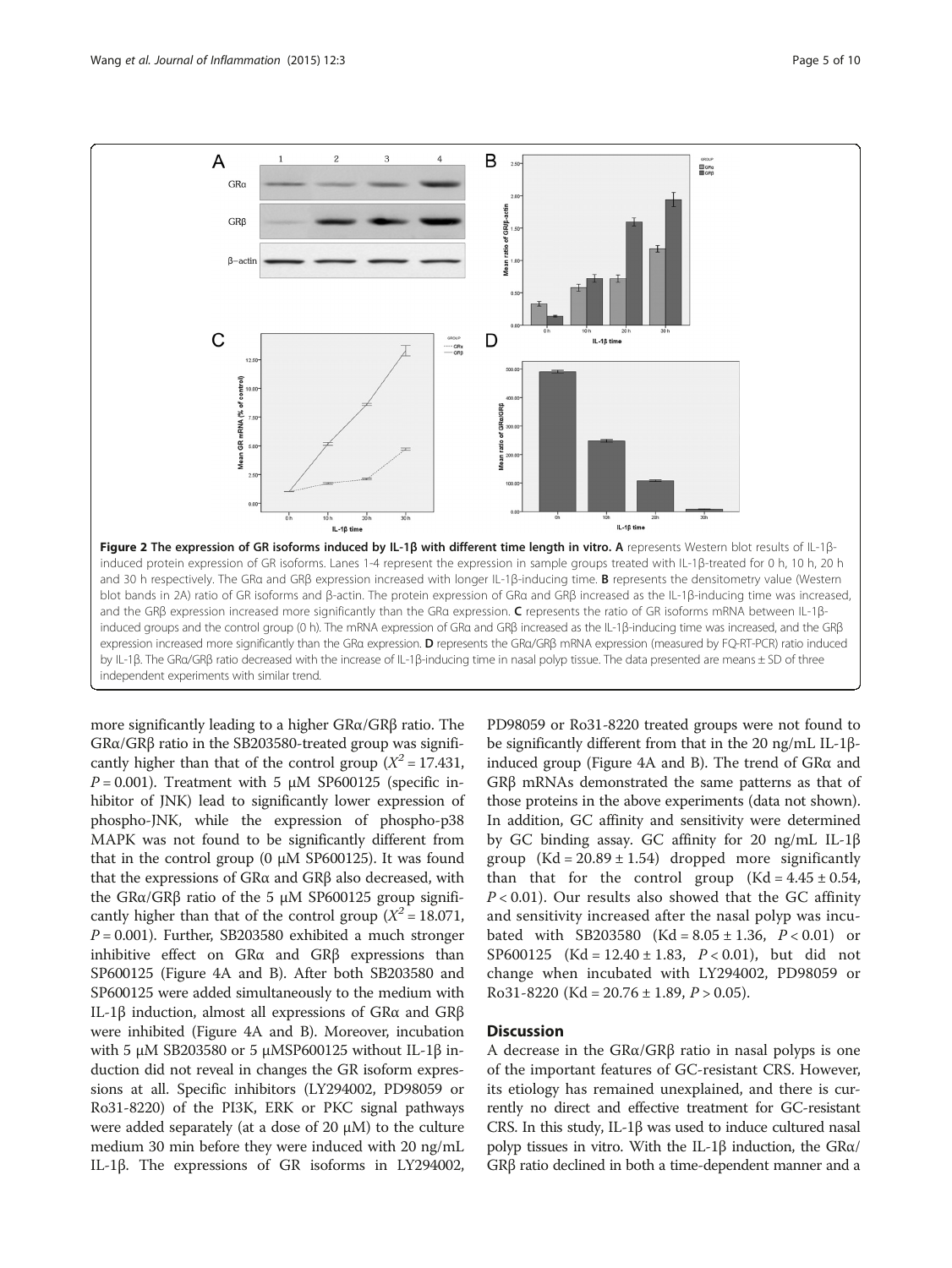**Figure 2 The expression of GR isoforms induced by IL-1β with different time length in vitro. A** represents Western blot results of IL-1β-induced protein expression of GR isoforms. Lanes 1-4 represent the expression in sample groups treated with IL-1β-treated for 0 h, 10 h, 20 h and 30 h respectively. The GRα and GRβ expression increased with longer IL-1β-inducing time. **B** represents the densitometry value (Western blot bands in 2A) ratio of GR isoforms and β-actin. The protein expression of GRα and GRβ increased as the IL-1β-inducing time was increased, and the GRβ expression increased more significantly than the GRα expression. **C** represents the ratio of GR isoforms mRNA between IL-1β-induced groups and the control group (0 h). The mRNA expression of GRα and GRβ increased as the IL-1β-inducing time was increased, and the GRβ expression increased more significantly than the GRα expression. **D** represents the GRα/GRβ mRNA expression (measured by FQ-RT-PCR) ratio induced by IL-1β. The GRα/GRβ ratio decreased with the increase of IL-1β-inducing time in nasal polyp tissue. The data presented are means ± SD of three independent experiments with similar trend.

more significantly leading to a higher GRα/GRβ ratio. The GRα/GRβ ratio in the SB203580-treated group was significantly higher than that of the control group ($X^2 = 17.431$, $P = 0.001$). Treatment with 5 μM SP600125 (specific inhibitor of JNK) lead to significantly lower expression of phospho-JNK, while the expression of phospho-p38 MAPK was not found to be significantly different from that in the control group (0 μM SP600125). It was found that the expressions of GRα and GRβ also decreased, with the GRα/GRβ ratio of the 5 μM SP600125 group significantly higher than that of the control group ($X^2 = 18.071$, $P = 0.001$). Further, SB203580 exhibited a much stronger inhibitive effect on GRα and GRβ expressions than SP600125 (Figure 4A and B). After both SB203580 and SP600125 were added simultaneously to the medium with IL-1β induction, almost all expressions of GRα and GRβ were inhibited (Figure 4A and B). Moreover, incubation with 5 μM SB203580 or 5 μMSP600125 without IL-1β induction did not reveal in changes the GR isoform expressions at all. Specific inhibitors (LY294002, PD98059 or Ro31-8220) of the PI3K, ERK or PKC signal pathways were added separately (at a dose of 20 μM) to the culture medium 30 min before they were induced with 20 ng/mL IL-1β. The expressions of GR isoforms in LY294002, PD98059 or Ro31-8220 treated groups were not found to be significantly different from that in the 20 ng/mL IL-1β-induced group (Figure 4A and B). The trend of GRα and GRβ mRNAs demonstrated the same patterns as that of those proteins in the above experiments (data not shown). In addition, GC affinity and sensitivity were determined by GC binding assay. GC affinity for 20 ng/mL IL-1β group (Kd = 20.89 ± 1.54) dropped more significantly than that for the control group (Kd = 4.45 ± 0.54, $P < 0.01$). Our results also showed that the GC affinity and sensitivity increased after the nasal polyp was incubated with SB203580 (Kd = 8.05 ± 1.36, $P < 0.01$) or SP600125 (Kd = 12.40 ± 1.83, $P < 0.01$), but did not change when incubated with LY294002, PD98059 or Ro31-8220 (Kd = 20.76 ± 1.89, $P > 0.05$).

## Discussion

A decrease in the GRα/GRβ ratio in nasal polyps is one of the important features of GC-resistant CRS. However, its etiology has remained unexplained, and there is currently no direct and effective treatment for GC-resistant CRS. In this study, IL-1β was used to induce cultured nasal polyp tissues in vitro. With the IL-1β induction, the GRα/GRβ ratio declined in both a time-dependent manner and a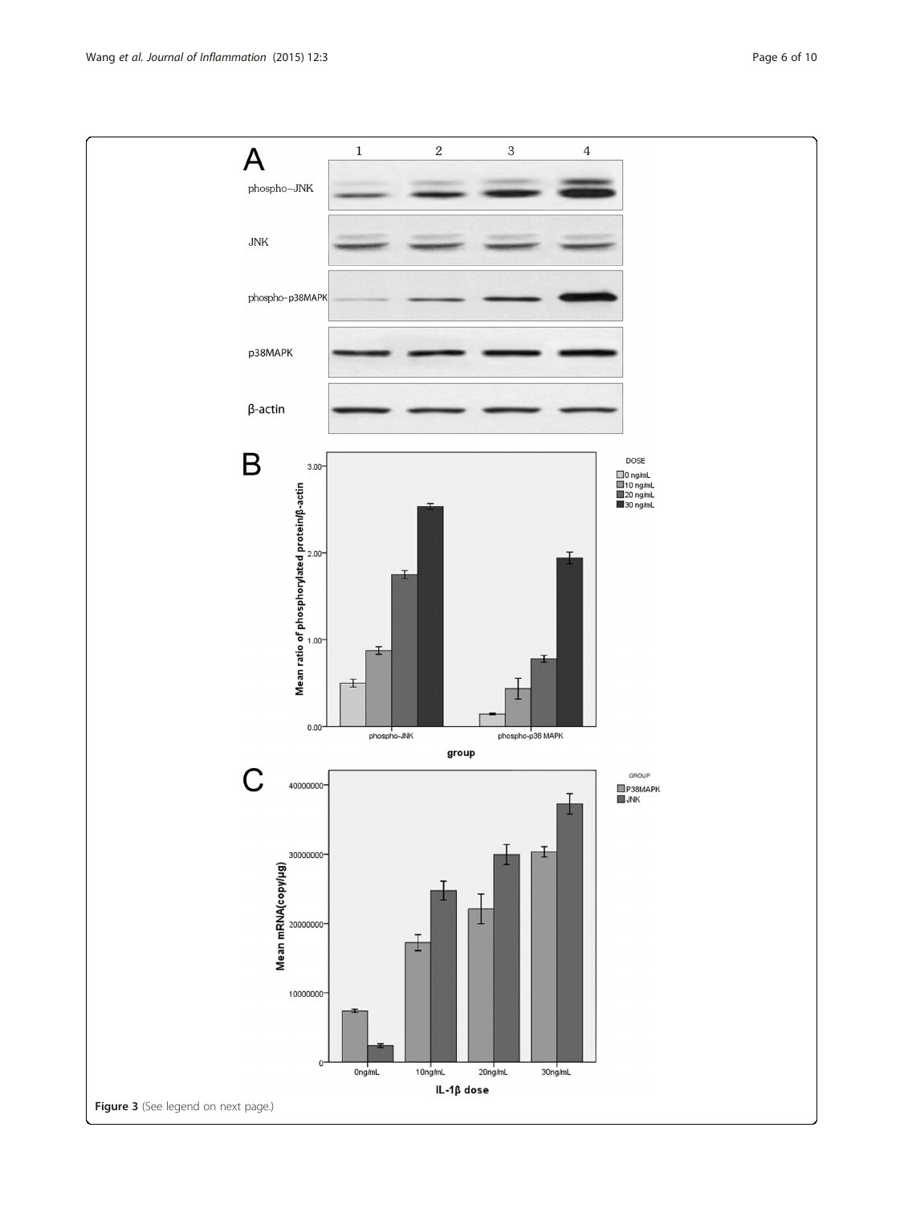Figure 3 (See legend on next page.)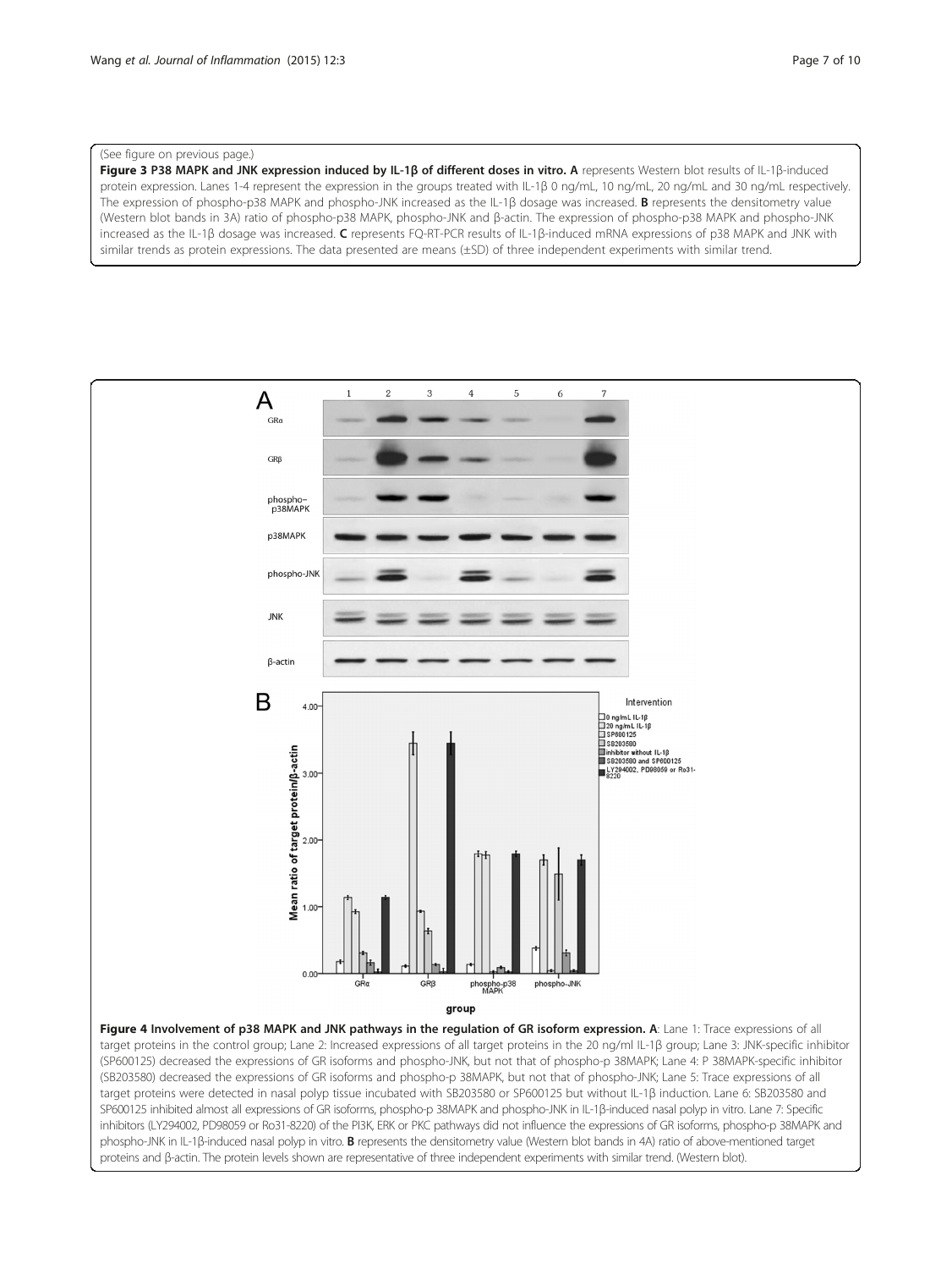(See figure on previous page.)

**Figure 3 P38 MAPK and JNK expression induced by IL-1β of different doses in vitro. A** represents Western blot results of IL-1β-induced protein expression. Lanes 1-4 represent the expression in the groups treated with IL-1β 0 ng/mL, 10 ng/mL, 20 ng/mL and 30 ng/mL respectively. The expression of phospho-p38 MAPK and phospho-JNK increased as the IL-1β dosage was increased. **B** represents the densitometry value (Western blot bands in 3A) ratio of phospho-p38 MAPK, phospho-JNK and β-actin. The expression of phospho-p38 MAPK and phospho-JNK increased as the IL-1β dosage was increased. **C** represents FQ-RT-PCR results of IL-1β-induced mRNA expressions of p38 MAPK and JNK with similar trends as protein expressions. The data presented are means (±SD) of three independent experiments with similar trend.

**Figure 4 Involvement of p38 MAPK and JNK pathways in the regulation of GR isoform expression. A**: Lane 1: Trace expressions of all target proteins in the control group; Lane 2: Increased expressions of all target proteins in the 20 ng/ml IL-1β group; Lane 3: JNK-specific inhibitor (SP600125) decreased the expressions of GR isoforms and phospho-JNK, but not that of phospho-p 38MAPK; Lane 4: P 38MAPK-specific inhibitor (SB203580) decreased the expressions of GR isoforms and phospho-p 38MAPK, but not that of phospho-JNK; Lane 5: Trace expressions of all target proteins were detected in nasal polyp tissue incubated with SB203580 or SP600125 but without IL-1β induction. Lane 6: SB203580 and SP600125 inhibited almost all expressions of GR isoforms, phospho-p 38MAPK and phospho-JNK in IL-1β-induced nasal polyp in vitro. Lane 7: Specific inhibitors (LY294002, PD98059 or Ro31-8220) of the PI3K, ERK or PKC pathways did not influence the expressions of GR isoforms, phospho-p 38MAPK and phospho-JNK in IL-1β-induced nasal polyp in vitro. **B** represents the densitometry value (Western blot bands in 4A) ratio of above-mentioned target proteins and β-actin. The protein levels shown are representative of three independent experiments with similar trend. (Western blot).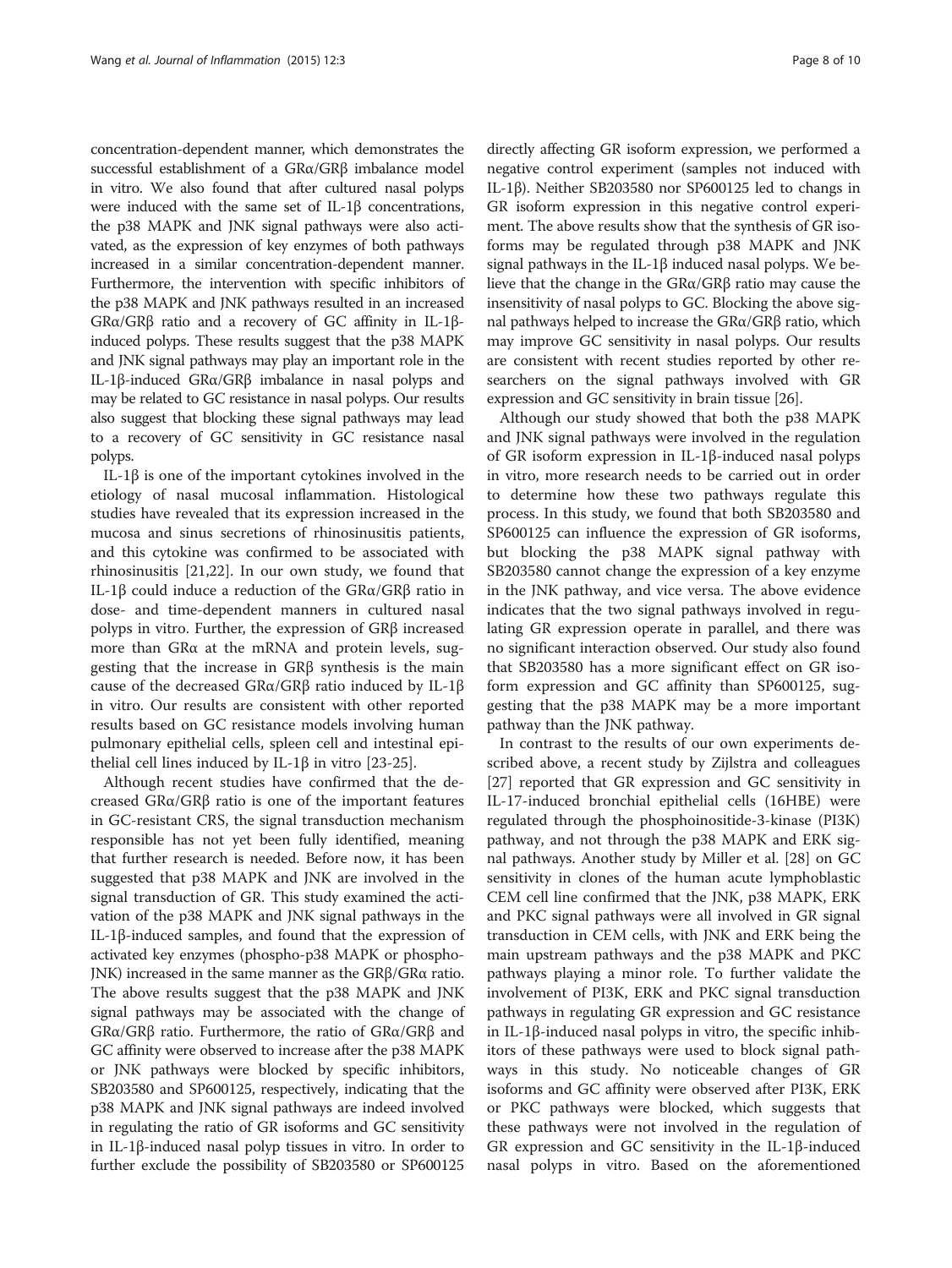concentration-dependent manner, which demonstrates the successful establishment of a GRα/GRβ imbalance model in vitro. We also found that after cultured nasal polyps were induced with the same set of IL-1β concentrations, the p38 MAPK and JNK signal pathways were also activated, as the expression of key enzymes of both pathways increased in a similar concentration-dependent manner. Furthermore, the intervention with specific inhibitors of the p38 MAPK and JNK pathways resulted in an increased GRα/GRβ ratio and a recovery of GC affinity in IL-1β-induced polyps. These results suggest that the p38 MAPK and JNK signal pathways may play an important role in the IL-1β-induced GRα/GRβ imbalance in nasal polyps and may be related to GC resistance in nasal polyps. Our results also suggest that blocking these signal pathways may lead to a recovery of GC sensitivity in GC resistance nasal polyps.

IL-1β is one of the important cytokines involved in the etiology of nasal mucosal inflammation. Histological studies have revealed that its expression increased in the mucosa and sinus secretions of rhinosinusitis patients, and this cytokine was confirmed to be associated with rhinosinusitis [21,22]. In our own study, we found that IL-1β could induce a reduction of the GRα/GRβ ratio in dose- and time-dependent manners in cultured nasal polyps in vitro. Further, the expression of GRβ increased more than GRα at the mRNA and protein levels, suggesting that the increase in GRβ synthesis is the main cause of the decreased GRα/GRβ ratio induced by IL-1β in vitro. Our results are consistent with other reported results based on GC resistance models involving human pulmonary epithelial cells, spleen cell and intestinal epithelial cell lines induced by IL-1β in vitro [23-25].

Although recent studies have confirmed that the decreased GRα/GRβ ratio is one of the important features in GC-resistant CRS, the signal transduction mechanism responsible has not yet been fully identified, meaning that further research is needed. Before now, it has been suggested that p38 MAPK and JNK are involved in the signal transduction of GR. This study examined the activation of the p38 MAPK and JNK signal pathways in the IL-1β-induced samples, and found that the expression of activated key enzymes (phospho-p38 MAPK or phospho-JNK) increased in the same manner as the GRβ/GRα ratio. The above results suggest that the p38 MAPK and JNK signal pathways may be associated with the change of GRα/GRβ ratio. Furthermore, the ratio of GRα/GRβ and GC affinity were observed to increase after the p38 MAPK or JNK pathways were blocked by specific inhibitors, SB203580 and SP600125, respectively, indicating that the p38 MAPK and JNK signal pathways are indeed involved in regulating the ratio of GR isoforms and GC sensitivity in IL-1β-induced nasal polyp tissues in vitro. In order to further exclude the possibility of SB203580 or SP600125 directly affecting GR isoform expression, we performed a negative control experiment (samples not induced with IL-1β). Neither SB203580 nor SP600125 led to changs in GR isoform expression in this negative control experiment. The above results show that the synthesis of GR isoforms may be regulated through p38 MAPK and JNK signal pathways in the IL-1β induced nasal polyps. We believe that the change in the GRα/GRβ ratio may cause the insensitivity of nasal polyps to GC. Blocking the above signal pathways helped to increase the GRα/GRβ ratio, which may improve GC sensitivity in nasal polyps. Our results are consistent with recent studies reported by other researchers on the signal pathways involved with GR expression and GC sensitivity in brain tissue [26].

Although our study showed that both the p38 MAPK and JNK signal pathways were involved in the regulation of GR isoform expression in IL-1β-induced nasal polyps in vitro, more research needs to be carried out in order to determine how these two pathways regulate this process. In this study, we found that both SB203580 and SP600125 can influence the expression of GR isoforms, but blocking the p38 MAPK signal pathway with SB203580 cannot change the expression of a key enzyme in the JNK pathway, and vice versa. The above evidence indicates that the two signal pathways involved in regulating GR expression operate in parallel, and there was no significant interaction observed. Our study also found that SB203580 has a more significant effect on GR isoform expression and GC affinity than SP600125, suggesting that the p38 MAPK may be a more important pathway than the JNK pathway.

In contrast to the results of our own experiments described above, a recent study by Zijlstra and colleagues [27] reported that GR expression and GC sensitivity in IL-17-induced bronchial epithelial cells (16HBE) were regulated through the phosphoinositide-3-kinase (PI3K) pathway, and not through the p38 MAPK and ERK signal pathways. Another study by Miller et al. [28] on GC sensitivity in clones of the human acute lymphoblastic CEM cell line confirmed that the JNK, p38 MAPK, ERK and PKC signal pathways were all involved in GR signal transduction in CEM cells, with JNK and ERK being the main upstream pathways and the p38 MAPK and PKC pathways playing a minor role. To further validate the involvement of PI3K, ERK and PKC signal transduction pathways in regulating GR expression and GC resistance in IL-1β-induced nasal polyps in vitro, the specific inhibitors of these pathways were used to block signal pathways in this study. No noticeable changes of GR isoforms and GC affinity were observed after PI3K, ERK or PKC pathways were blocked, which suggests that these pathways were not involved in the regulation of GR expression and GC sensitivity in the IL-1β-induced nasal polyps in vitro. Based on the aforementioned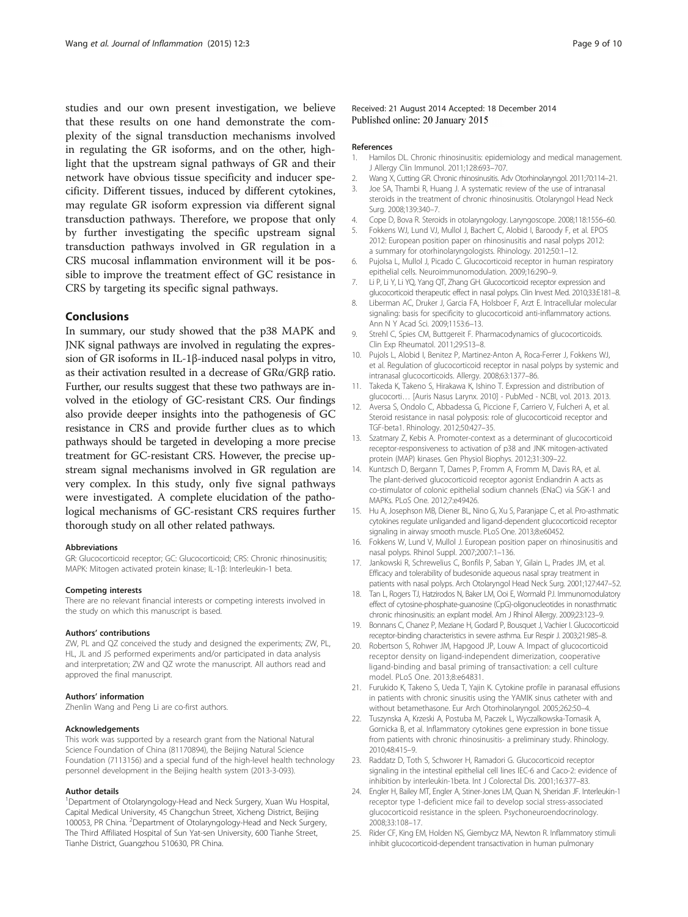studies and our own present investigation, we believe that these results on one hand demonstrate the complexity of the signal transduction mechanisms involved in regulating the GR isoforms, and on the other, highlight that the upstream signal pathways of GR and their network have obvious tissue specificity and inducer specificity. Different tissues, induced by different cytokines, may regulate GR isoform expression via different signal transduction pathways. Therefore, we propose that only by further investigating the specific upstream signal transduction pathways involved in GR regulation in a CRS mucosal inflammation environment will it be possible to improve the treatment effect of GC resistance in CRS by targeting its specific signal pathways.

## Conclusions

In summary, our study showed that the p38 MAPK and JNK signal pathways are involved in regulating the expression of GR isoforms in IL-1β-induced nasal polyps in vitro, as their activation resulted in a decrease of GRα/GRβ ratio. Further, our results suggest that these two pathways are involved in the etiology of GC-resistant CRS. Our findings also provide deeper insights into the pathogenesis of GC resistance in CRS and provide further clues as to which pathways should be targeted in developing a more precise treatment for GC-resistant CRS. However, the precise upstream signal mechanisms involved in GR regulation are very complex. In this study, only five signal pathways were investigated. A complete elucidation of the pathological mechanisms of GC-resistant CRS requires further thorough study on all other related pathways.

#### Abbreviations

GR: Glucocorticoid receptor; GC: Glucocorticoid; CRS: Chronic rhinosinusitis; MAPK: Mitogen activated protein kinase; IL-1β: Interleukin-1 beta.

#### Competing interests

There are no relevant financial interests or competing interests involved in the study on which this manuscript is based.

#### Authors' contributions

ZW, PL and QZ conceived the study and designed the experiments; ZW, PL, HL, JL and JS performed experiments and/or participated in data analysis and interpretation; ZW and QZ wrote the manuscript. All authors read and approved the final manuscript.

#### Authors' information

Zhenlin Wang and Peng Li are co-first authors.

#### Acknowledgements

This work was supported by a research grant from the National Natural Science Foundation of China (81170894), the Beijing Natural Science Foundation (7113156) and a special fund of the high-level health technology personnel development in the Beijing health system (2013-3-093).

#### Author details

[1]Department of Otolaryngology-Head and Neck Surgery, Xuan Wu Hospital, Capital Medical University, 45 Changchun Street, Xicheng District, Beijing 100053, PR China. [2]Department of Otolaryngology-Head and Neck Surgery, The Third Affiliated Hospital of Sun Yat-sen University, 600 Tianhe Street, Tianhe District, Guangzhou 510630, PR China.

Received: 21 August 2014 Accepted: 18 December 2014
Published online: 20 January 2015

#### References

1. Hamilos DL. Chronic rhinosinusitis: epidemiology and medical management. J Allergy Clin Immunol. 2011;128:693–707.
2. Wang X, Cutting GR. Chronic rhinosinusitis. Adv Otorhinolaryngol. 2011;70:114–21.
3. Joe SA, Thambi R, Huang J. A systematic review of the use of intranasal steroids in the treatment of chronic rhinosinusitis. Otolaryngol Head Neck Surg. 2008;139:340–7.
4. Cope D, Bova R. Steroids in otolaryngology. Laryngoscope. 2008;118:1556–60.
5. Fokkens WJ, Lund VJ, Mullol J, Bachert C, Alobid I, Baroody F, et al. EPOS 2012: European position paper on rhinosinusitis and nasal polyps 2012: a summary for otorhinolaryngologists. Rhinology. 2012;50:1–12.
6. Pujolsa L, Mullol J, Picado C. Glucocorticoid receptor in human respiratory epithelial cells. Neuroimmunomodulation. 2009;16:290–9.
7. Li P, Li Y, Li YQ, Yang QT, Zhang GH. Glucocorticoid receptor expression and glucocorticoid therapeutic effect in nasal polyps. Clin Invest Med. 2010;33:E181–8.
8. Liberman AC, Druker J, Garcia FA, Holsboer F, Arzt E. Intracellular molecular signaling: basis for specificity to glucocorticoid anti-inflammatory actions. Ann N Y Acad Sci. 2009;1153:6–13.
9. Strehl C, Spies CM, Buttgereit F. Pharmacodynamics of glucocorticoids. Clin Exp Rheumatol. 2011;29:S13–8.
10. Pujols L, Alobid I, Benitez P, Martinez-Anton A, Roca-Ferrer J, Fokkens WJ, et al. Regulation of glucocorticoid receptor in nasal polyps by systemic and intranasal glucocorticoids. Allergy. 2008;63:1377–86.
11. Takeda K, Takeno S, Hirakawa K, Ishino T. Expression and distribution of glucocorti… [Auris Nasus Larynx. 2010] - PubMed - NCBI, vol. 2013. 2013.
12. Aversa S, Ondolo C, Abbadessa G, Piccione F, Carriero V, Fulcheri A, et al. Steroid resistance in nasal polyposis: role of glucocorticoid receptor and TGF-beta1. Rhinology. 2012;50:427–35.
13. Szatmary Z, Kebis A. Promoter-context as a determinant of glucocorticoid receptor-responsiveness to activation of p38 and JNK mitogen-activated protein (MAP) kinases. Gen Physiol Biophys. 2012;31:309–22.
14. Kuntzsch D, Bergann T, Dames P, Fromm A, Fromm M, Davis RA, et al. The plant-derived glucocorticoid receptor agonist Endiandrin A acts as co-stimulator of colonic epithelial sodium channels (ENaC) via SGK-1 and MAPKs. PLoS One. 2012;7:e49426.
15. Hu A, Josephson MB, Diener BL, Nino G, Xu S, Paranjape C, et al. Pro-asthmatic cytokines regulate unliganded and ligand-dependent glucocorticoid receptor signaling in airway smooth muscle. PLoS One. 2013;8:e60452.
16. Fokkens W, Lund V, Mullol J. European position paper on rhinosinusitis and nasal polyps. Rhinol Suppl. 2007;2007:1–136.
17. Jankowski R, Schrewelius C, Bonfils P, Saban Y, Gilain L, Prades JM, et al. Efficacy and tolerability of budesonide aqueous nasal spray treatment in patients with nasal polyps. Arch Otolaryngol Head Neck Surg. 2001;127:447–52.
18. Tan L, Rogers TJ, Hatzirodos N, Baker LM, Ooi E, Wormald PJ. Immunomodulatory effect of cytosine-phosphate-guanosine (CpG)-oligonucleotides in nonasthmatic chronic rhinosinusitis: an explant model. Am J Rhinol Allergy. 2009;23:123–9.
19. Bonnans C, Chanez P, Meziane H, Godard P, Bousquet J, Vachier I. Glucocorticoid receptor-binding characteristics in severe asthma. Eur Respir J. 2003;21:985–8.
20. Robertson S, Rohwer JM, Hapgood JP, Louw A. Impact of glucocorticoid receptor density on ligand-independent dimerization, cooperative ligand-binding and basal priming of transactivation: a cell culture model. PLoS One. 2013;8:e64831.
21. Furukido K, Takeno S, Ueda T, Yajin K. Cytokine profile in paranasal effusions in patients with chronic sinusitis using the YAMIK sinus catheter with and without betamethasone. Eur Arch Otorhinolaryngol. 2005;262:50–4.
22. Tuszynska A, Krzeski A, Postuba M, Paczek L, Wyczalkowska-Tomasik A, Gornicka B, et al. Inflammatory cytokines gene expression in bone tissue from patients with chronic rhinosinusitis- a preliminary study. Rhinology. 2010;48:415–9.
23. Raddatz D, Toth S, Schworer H, Ramadori G. Glucocorticoid receptor signaling in the intestinal epithelial cell lines IEC-6 and Caco-2: evidence of inhibition by interleukin-1beta. Int J Colorectal Dis. 2001;16:377–83.
24. Engler H, Bailey MT, Engler A, Stiner-Jones LM, Quan N, Sheridan JF. Interleukin-1 receptor type 1-deficient mice fail to develop social stress-associated glucocorticoid resistance in the spleen. Psychoneuroendocrinology. 2008;33:108–17.
25. Rider CF, King EM, Holden NS, Giembycz MA, Newton R. Inflammatory stimuli inhibit glucocorticoid-dependent transactivation in human pulmonary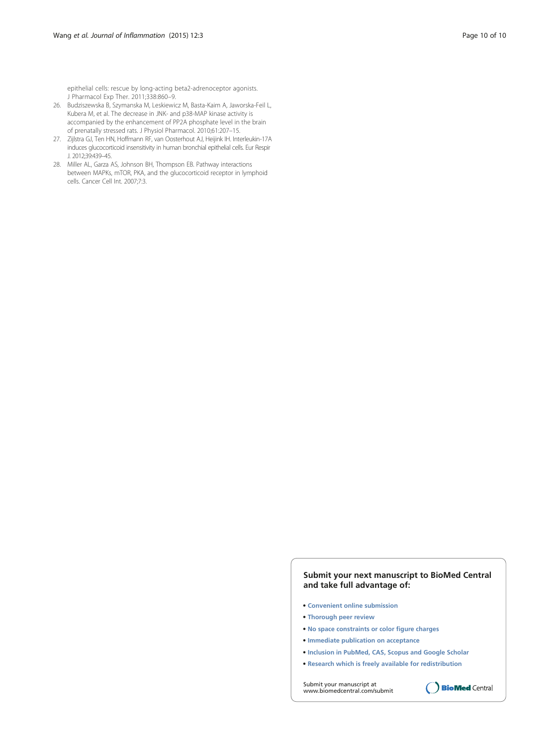epithelial cells: rescue by long-acting beta2-adrenoceptor agonists. J Pharmacol Exp Ther. 2011;338:860–9.

26. Budziszewska B, Szymanska M, Leskiewicz M, Basta-Kaim A, Jaworska-Feil L, Kubera M, et al. The decrease in JNK- and p38-MAP kinase activity is accompanied by the enhancement of PP2A phosphate level in the brain of prenatally stressed rats. J Physiol Pharmacol. 2010;61:207–15.
27. Zijlstra GJ, Ten HN, Hoffmann RF, van Oosterhout AJ, Heijink IH. Interleukin-17A induces glucocorticoid insensitivity in human bronchial epithelial cells. Eur Respir J. 2012;39:439–45.
28. Miller AL, Garza AS, Johnson BH, Thompson EB. Pathway interactions between MAPKs, mTOR, PKA, and the glucocorticoid receptor in lymphoid cells. Cancer Cell Int. 2007;7:3.

**Submit your next manuscript to BioMed Central and take full advantage of:**

- **Convenient online submission**
- **Thorough peer review**
- **No space constraints or color figure charges**
- **Immediate publication on acceptance**
- **Inclusion in PubMed, CAS, Scopus and Google Scholar**
- **Research which is freely available for redistribution**

Submit your manuscript at
www.biomedcentral.com/submit

BioMed Central